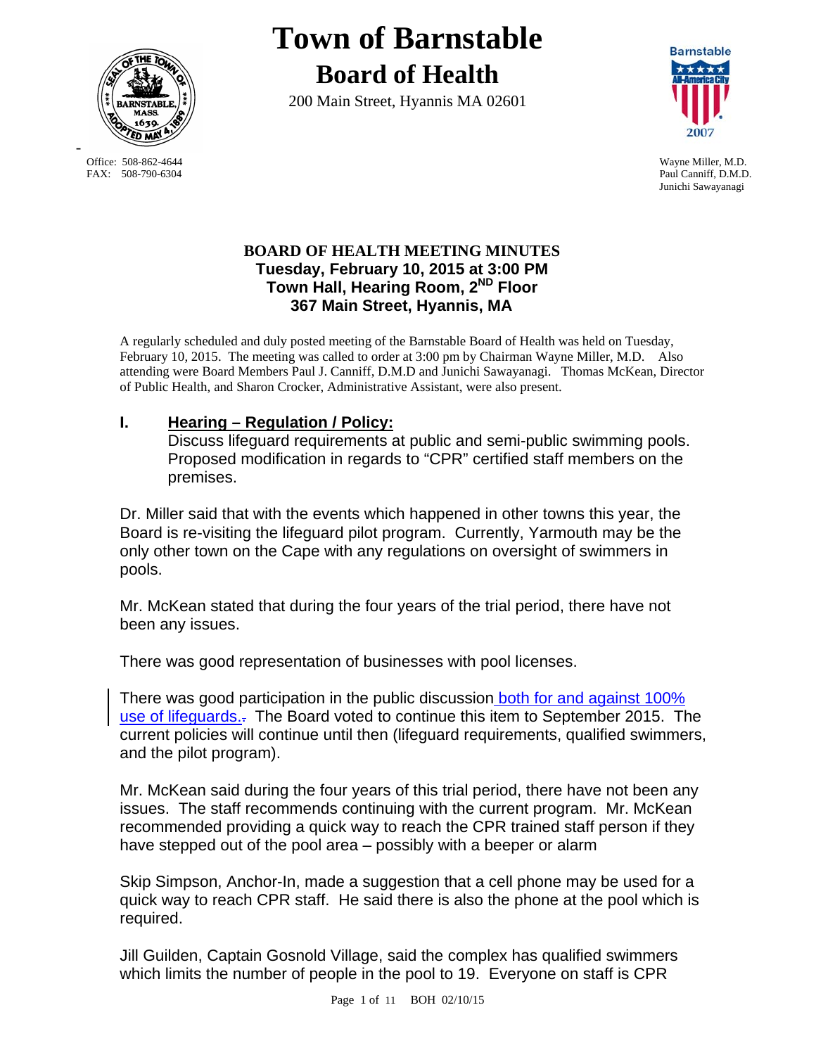# Town of Barnstable

## Board of Health

200 Main Street, Hyannis MA 02601

Office: 508-862-4644
FAX: 508-790-6304

Wayne Miller, M.D.
Paul Canniff, D.M.D.
Junichi Sawayanagi

**BOARD OF HEALTH MEETING MINUTES**
**Tuesday, February 10, 2015 at 3:00 PM**
**Town Hall, Hearing Room, 2ND Floor**
**367 Main Street, Hyannis, MA**

A regularly scheduled and duly posted meeting of the Barnstable Board of Health was held on Tuesday, February 10, 2015. The meeting was called to order at 3:00 pm by Chairman Wayne Miller, M.D. Also attending were Board Members Paul J. Canniff, D.M.D and Junichi Sawayanagi. Thomas McKean, Director of Public Health, and Sharon Crocker, Administrative Assistant, were also present.

## I. Hearing – Regulation / Policy:

Discuss lifeguard requirements at public and semi-public swimming pools. Proposed modification in regards to "CPR" certified staff members on the premises.

Dr. Miller said that with the events which happened in other towns this year, the Board is re-visiting the lifeguard pilot program. Currently, Yarmouth may be the only other town on the Cape with any regulations on oversight of swimmers in pools.

Mr. McKean stated that during the four years of the trial period, there have not been any issues.

There was good representation of businesses with pool licenses.

There was good participation in the public discussion both for and against 100% use of lifeguards. The Board voted to continue this item to September 2015. The current policies will continue until then (lifeguard requirements, qualified swimmers, and the pilot program).

Mr. McKean said during the four years of this trial period, there have not been any issues. The staff recommends continuing with the current program. Mr. McKean recommended providing a quick way to reach the CPR trained staff person if they have stepped out of the pool area – possibly with a beeper or alarm

Skip Simpson, Anchor-In, made a suggestion that a cell phone may be used for a quick way to reach CPR staff. He said there is also the phone at the pool which is required.

Jill Guilden, Captain Gosnold Village, said the complex has qualified swimmers which limits the number of people in the pool to 19. Everyone on staff is CPR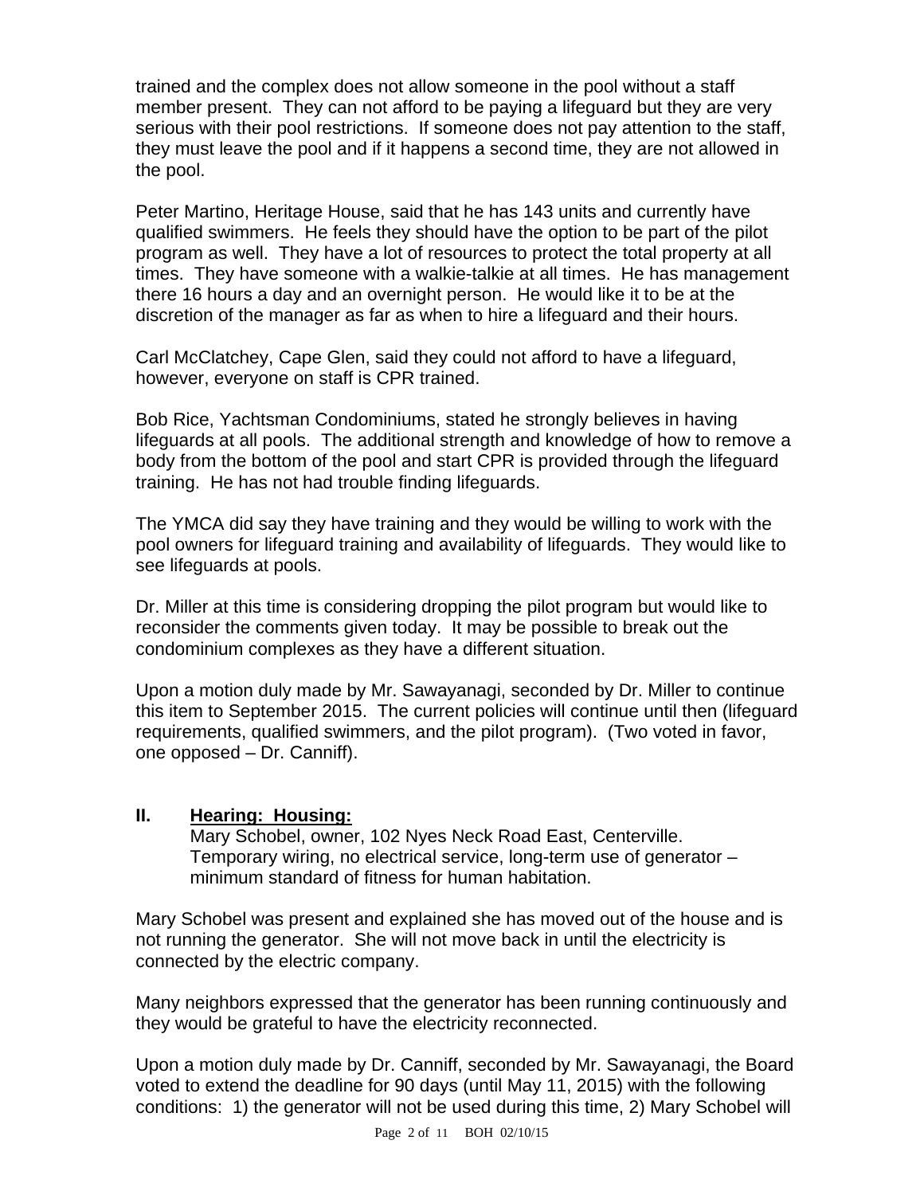trained and the complex does not allow someone in the pool without a staff member present. They can not afford to be paying a lifeguard but they are very serious with their pool restrictions. If someone does not pay attention to the staff, they must leave the pool and if it happens a second time, they are not allowed in the pool.

Peter Martino, Heritage House, said that he has 143 units and currently have qualified swimmers. He feels they should have the option to be part of the pilot program as well. They have a lot of resources to protect the total property at all times. They have someone with a walkie-talkie at all times. He has management there 16 hours a day and an overnight person. He would like it to be at the discretion of the manager as far as when to hire a lifeguard and their hours.

Carl McClatchey, Cape Glen, said they could not afford to have a lifeguard, however, everyone on staff is CPR trained.

Bob Rice, Yachtsman Condominiums, stated he strongly believes in having lifeguards at all pools. The additional strength and knowledge of how to remove a body from the bottom of the pool and start CPR is provided through the lifeguard training. He has not had trouble finding lifeguards.

The YMCA did say they have training and they would be willing to work with the pool owners for lifeguard training and availability of lifeguards. They would like to see lifeguards at pools.

Dr. Miller at this time is considering dropping the pilot program but would like to reconsider the comments given today. It may be possible to break out the condominium complexes as they have a different situation.

Upon a motion duly made by Mr. Sawayanagi, seconded by Dr. Miller to continue this item to September 2015. The current policies will continue until then (lifeguard requirements, qualified swimmers, and the pilot program). (Two voted in favor, one opposed – Dr. Canniff).

## II. Hearing: Housing:

Mary Schobel, owner, 102 Nyes Neck Road East, Centerville. Temporary wiring, no electrical service, long-term use of generator – minimum standard of fitness for human habitation.

Mary Schobel was present and explained she has moved out of the house and is not running the generator. She will not move back in until the electricity is connected by the electric company.

Many neighbors expressed that the generator has been running continuously and they would be grateful to have the electricity reconnected.

Upon a motion duly made by Dr. Canniff, seconded by Mr. Sawayanagi, the Board voted to extend the deadline for 90 days (until May 11, 2015) with the following conditions: 1) the generator will not be used during this time, 2) Mary Schobel will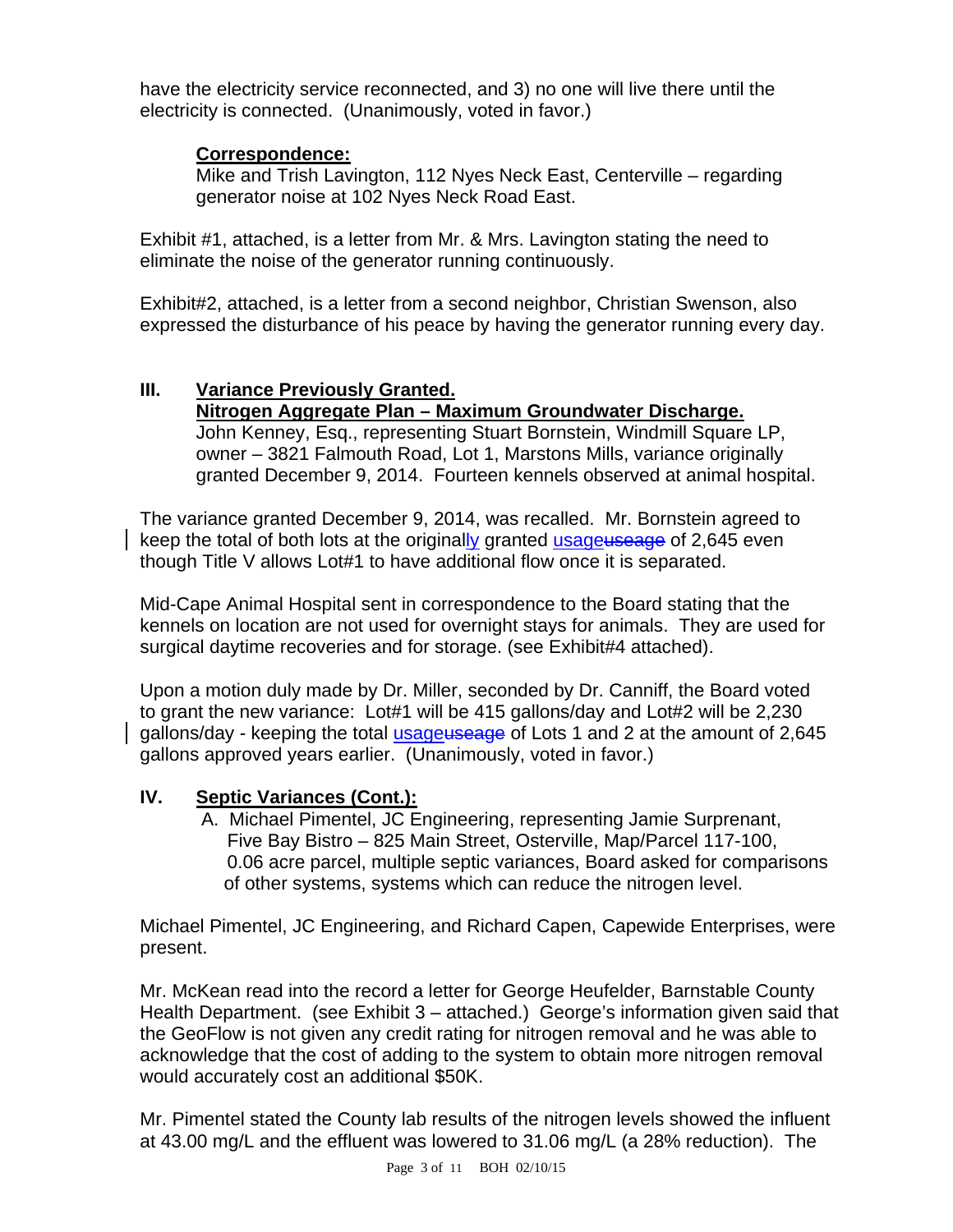have the electricity service reconnected, and 3) no one will live there until the electricity is connected. (Unanimously, voted in favor.)

**Correspondence:**

Mike and Trish Lavington, 112 Nyes Neck East, Centerville – regarding generator noise at 102 Nyes Neck Road East.

Exhibit #1, attached, is a letter from Mr. & Mrs. Lavington stating the need to eliminate the noise of the generator running continuously.

Exhibit#2, attached, is a letter from a second neighbor, Christian Swenson, also expressed the disturbance of his peace by having the generator running every day.

## III. Variance Previously Granted. Nitrogen Aggregate Plan – Maximum Groundwater Discharge.

John Kenney, Esq., representing Stuart Bornstein, Windmill Square LP, owner – 3821 Falmouth Road, Lot 1, Marstons Mills, variance originally granted December 9, 2014. Fourteen kennels observed at animal hospital.

The variance granted December 9, 2014, was recalled. Mr. Bornstein agreed to keep the total of both lots at the originally granted usage~~useage~~ of 2,645 even though Title V allows Lot#1 to have additional flow once it is separated.

Mid-Cape Animal Hospital sent in correspondence to the Board stating that the kennels on location are not used for overnight stays for animals. They are used for surgical daytime recoveries and for storage. (see Exhibit#4 attached).

Upon a motion duly made by Dr. Miller, seconded by Dr. Canniff, the Board voted to grant the new variance: Lot#1 will be 415 gallons/day and Lot#2 will be 2,230 gallons/day - keeping the total usage~~useage~~ of Lots 1 and 2 at the amount of 2,645 gallons approved years earlier. (Unanimously, voted in favor.)

## IV. Septic Variances (Cont.):

A. Michael Pimentel, JC Engineering, representing Jamie Surprenant, Five Bay Bistro – 825 Main Street, Osterville, Map/Parcel 117-100, 0.06 acre parcel, multiple septic variances, Board asked for comparisons of other systems, systems which can reduce the nitrogen level.

Michael Pimentel, JC Engineering, and Richard Capen, Capewide Enterprises, were present.

Mr. McKean read into the record a letter for George Heufelder, Barnstable County Health Department. (see Exhibit 3 – attached.) George's information given said that the GeoFlow is not given any credit rating for nitrogen removal and he was able to acknowledge that the cost of adding to the system to obtain more nitrogen removal would accurately cost an additional $50K.

Mr. Pimentel stated the County lab results of the nitrogen levels showed the influent at 43.00 mg/L and the effluent was lowered to 31.06 mg/L (a 28% reduction). The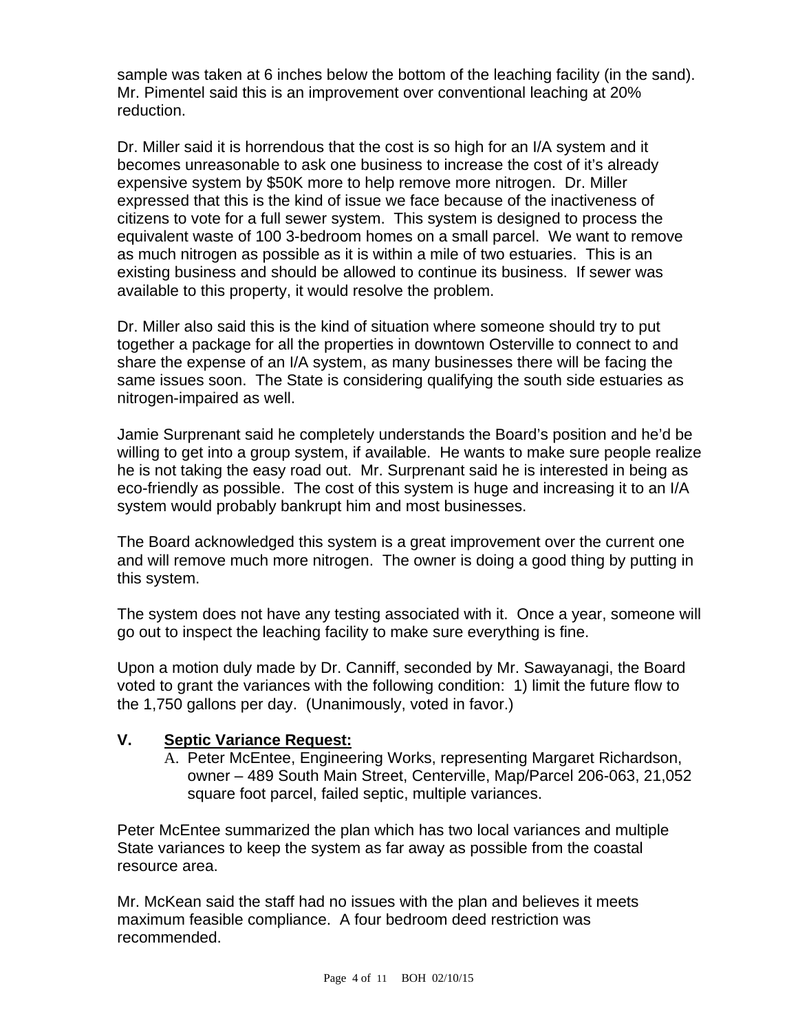sample was taken at 6 inches below the bottom of the leaching facility (in the sand). Mr. Pimentel said this is an improvement over conventional leaching at 20% reduction.

Dr. Miller said it is horrendous that the cost is so high for an I/A system and it becomes unreasonable to ask one business to increase the cost of it's already expensive system by $50K more to help remove more nitrogen. Dr. Miller expressed that this is the kind of issue we face because of the inactiveness of citizens to vote for a full sewer system. This system is designed to process the equivalent waste of 100 3-bedroom homes on a small parcel. We want to remove as much nitrogen as possible as it is within a mile of two estuaries. This is an existing business and should be allowed to continue its business. If sewer was available to this property, it would resolve the problem.

Dr. Miller also said this is the kind of situation where someone should try to put together a package for all the properties in downtown Osterville to connect to and share the expense of an I/A system, as many businesses there will be facing the same issues soon. The State is considering qualifying the south side estuaries as nitrogen-impaired as well.

Jamie Surprenant said he completely understands the Board's position and he'd be willing to get into a group system, if available. He wants to make sure people realize he is not taking the easy road out. Mr. Surprenant said he is interested in being as eco-friendly as possible. The cost of this system is huge and increasing it to an I/A system would probably bankrupt him and most businesses.

The Board acknowledged this system is a great improvement over the current one and will remove much more nitrogen. The owner is doing a good thing by putting in this system.

The system does not have any testing associated with it. Once a year, someone will go out to inspect the leaching facility to make sure everything is fine.

Upon a motion duly made by Dr. Canniff, seconded by Mr. Sawayanagi, the Board voted to grant the variances with the following condition: 1) limit the future flow to the 1,750 gallons per day. (Unanimously, voted in favor.)

## V. Septic Variance Request:

A. Peter McEntee, Engineering Works, representing Margaret Richardson, owner – 489 South Main Street, Centerville, Map/Parcel 206-063, 21,052 square foot parcel, failed septic, multiple variances.

Peter McEntee summarized the plan which has two local variances and multiple State variances to keep the system as far away as possible from the coastal resource area.

Mr. McKean said the staff had no issues with the plan and believes it meets maximum feasible compliance. A four bedroom deed restriction was recommended.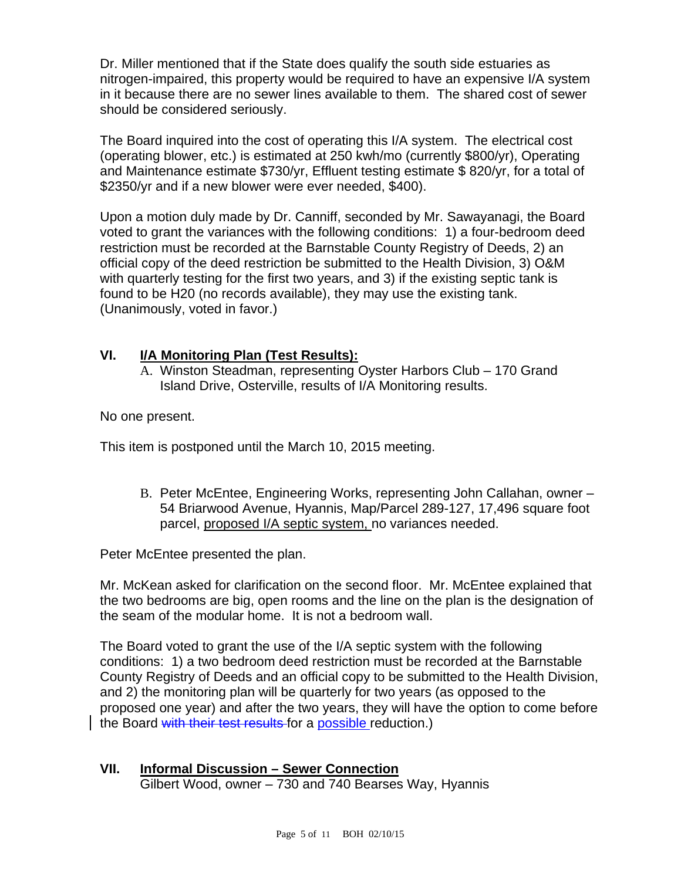Dr. Miller mentioned that if the State does qualify the south side estuaries as nitrogen-impaired, this property would be required to have an expensive I/A system in it because there are no sewer lines available to them. The shared cost of sewer should be considered seriously.

The Board inquired into the cost of operating this I/A system. The electrical cost (operating blower, etc.) is estimated at 250 kwh/mo (currently $800/yr), Operating and Maintenance estimate $730/yr, Effluent testing estimate $ 820/yr, for a total of $2350/yr and if a new blower were ever needed, $400).

Upon a motion duly made by Dr. Canniff, seconded by Mr. Sawayanagi, the Board voted to grant the variances with the following conditions: 1) a four-bedroom deed restriction must be recorded at the Barnstable County Registry of Deeds, 2) an official copy of the deed restriction be submitted to the Health Division, 3) O&M with quarterly testing for the first two years, and 3) if the existing septic tank is found to be H20 (no records available), they may use the existing tank. (Unanimously, voted in favor.)

## VI. I/A Monitoring Plan (Test Results):

A. Winston Steadman, representing Oyster Harbors Club – 170 Grand Island Drive, Osterville, results of I/A Monitoring results.

No one present.

This item is postponed until the March 10, 2015 meeting.

B. Peter McEntee, Engineering Works, representing John Callahan, owner – 54 Briarwood Avenue, Hyannis, Map/Parcel 289-127, 17,496 square foot parcel, <u>proposed I/A septic system,</u> no variances needed.

Peter McEntee presented the plan.

Mr. McKean asked for clarification on the second floor. Mr. McEntee explained that the two bedrooms are big, open rooms and the line on the plan is the designation of the seam of the modular home. It is not a bedroom wall.

The Board voted to grant the use of the I/A septic system with the following conditions: 1) a two bedroom deed restriction must be recorded at the Barnstable County Registry of Deeds and an official copy to be submitted to the Health Division, and 2) the monitoring plan will be quarterly for two years (as opposed to the proposed one year) and after the two years, they will have the option to come before the Board ~~with their test results~~ for a <u>possible</u> reduction.)

## VII. Informal Discussion – Sewer Connection

Gilbert Wood, owner – 730 and 740 Bearses Way, Hyannis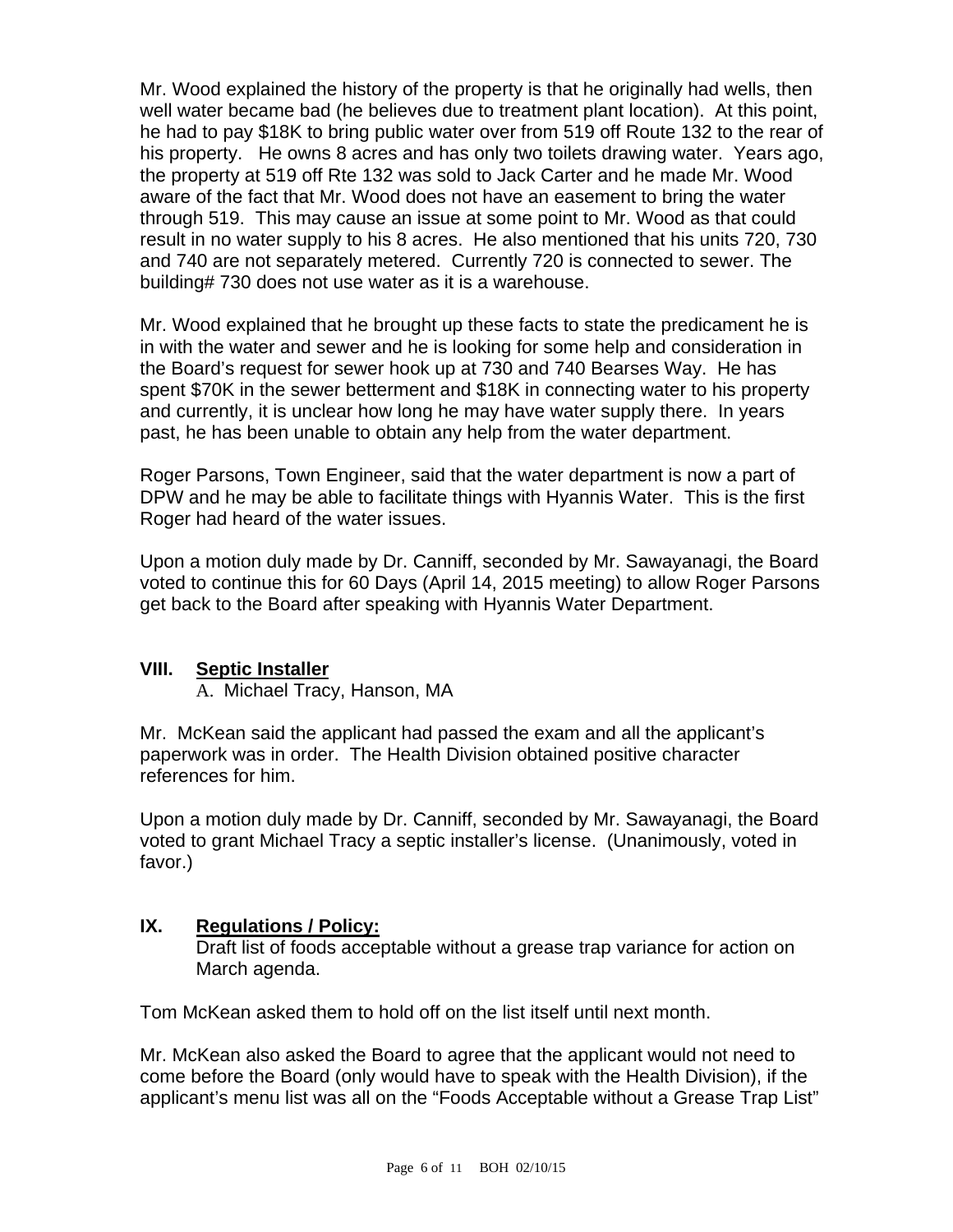Mr. Wood explained the history of the property is that he originally had wells, then well water became bad (he believes due to treatment plant location). At this point, he had to pay $18K to bring public water over from 519 off Route 132 to the rear of his property. He owns 8 acres and has only two toilets drawing water. Years ago, the property at 519 off Rte 132 was sold to Jack Carter and he made Mr. Wood aware of the fact that Mr. Wood does not have an easement to bring the water through 519. This may cause an issue at some point to Mr. Wood as that could result in no water supply to his 8 acres. He also mentioned that his units 720, 730 and 740 are not separately metered. Currently 720 is connected to sewer. The building# 730 does not use water as it is a warehouse.

Mr. Wood explained that he brought up these facts to state the predicament he is in with the water and sewer and he is looking for some help and consideration in the Board's request for sewer hook up at 730 and 740 Bearses Way. He has spent $70K in the sewer betterment and $18K in connecting water to his property and currently, it is unclear how long he may have water supply there. In years past, he has been unable to obtain any help from the water department.

Roger Parsons, Town Engineer, said that the water department is now a part of DPW and he may be able to facilitate things with Hyannis Water. This is the first Roger had heard of the water issues.

Upon a motion duly made by Dr. Canniff, seconded by Mr. Sawayanagi, the Board voted to continue this for 60 Days (April 14, 2015 meeting) to allow Roger Parsons get back to the Board after speaking with Hyannis Water Department.

## VIII. <u>Septic Installer</u>

A. Michael Tracy, Hanson, MA

Mr. McKean said the applicant had passed the exam and all the applicant's paperwork was in order. The Health Division obtained positive character references for him.

Upon a motion duly made by Dr. Canniff, seconded by Mr. Sawayanagi, the Board voted to grant Michael Tracy a septic installer's license. (Unanimously, voted in favor.)

## IX. <u>Regulations / Policy:</u>

Draft list of foods acceptable without a grease trap variance for action on March agenda.

Tom McKean asked them to hold off on the list itself until next month.

Mr. McKean also asked the Board to agree that the applicant would not need to come before the Board (only would have to speak with the Health Division), if the applicant's menu list was all on the "Foods Acceptable without a Grease Trap List"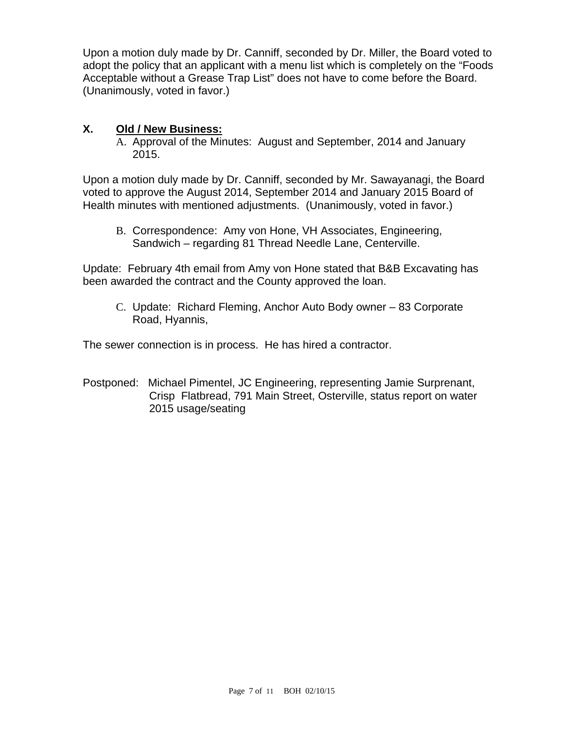Upon a motion duly made by Dr. Canniff, seconded by Dr. Miller, the Board voted to adopt the policy that an applicant with a menu list which is completely on the "Foods Acceptable without a Grease Trap List" does not have to come before the Board. (Unanimously, voted in favor.)

## X. Old / New Business:

A. Approval of the Minutes: August and September, 2014 and January 2015.

Upon a motion duly made by Dr. Canniff, seconded by Mr. Sawayanagi, the Board voted to approve the August 2014, September 2014 and January 2015 Board of Health minutes with mentioned adjustments. (Unanimously, voted in favor.)

B. Correspondence: Amy von Hone, VH Associates, Engineering, Sandwich – regarding 81 Thread Needle Lane, Centerville.

Update: February 4th email from Amy von Hone stated that B&B Excavating has been awarded the contract and the County approved the loan.

C. Update: Richard Fleming, Anchor Auto Body owner – 83 Corporate Road, Hyannis,

The sewer connection is in process. He has hired a contractor.

Postponed: Michael Pimentel, JC Engineering, representing Jamie Surprenant, Crisp Flatbread, 791 Main Street, Osterville, status report on water 2015 usage/seating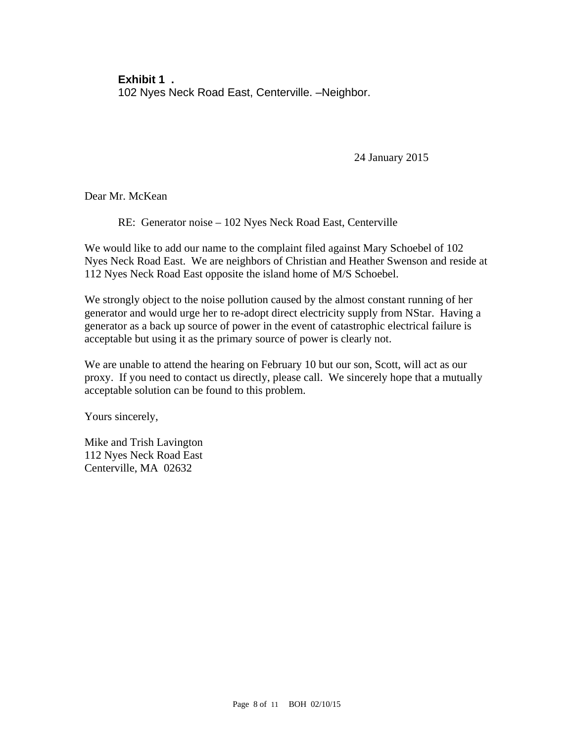**Exhibit 1 .**
102 Nyes Neck Road East, Centerville. –Neighbor.

24 January 2015

Dear Mr. McKean

RE: Generator noise – 102 Nyes Neck Road East, Centerville

We would like to add our name to the complaint filed against Mary Schoebel of 102 Nyes Neck Road East. We are neighbors of Christian and Heather Swenson and reside at 112 Nyes Neck Road East opposite the island home of M/S Schoebel.

We strongly object to the noise pollution caused by the almost constant running of her generator and would urge her to re-adopt direct electricity supply from NStar. Having a generator as a back up source of power in the event of catastrophic electrical failure is acceptable but using it as the primary source of power is clearly not.

We are unable to attend the hearing on February 10 but our son, Scott, will act as our proxy. If you need to contact us directly, please call. We sincerely hope that a mutually acceptable solution can be found to this problem.

Yours sincerely,

Mike and Trish Lavington
112 Nyes Neck Road East
Centerville, MA 02632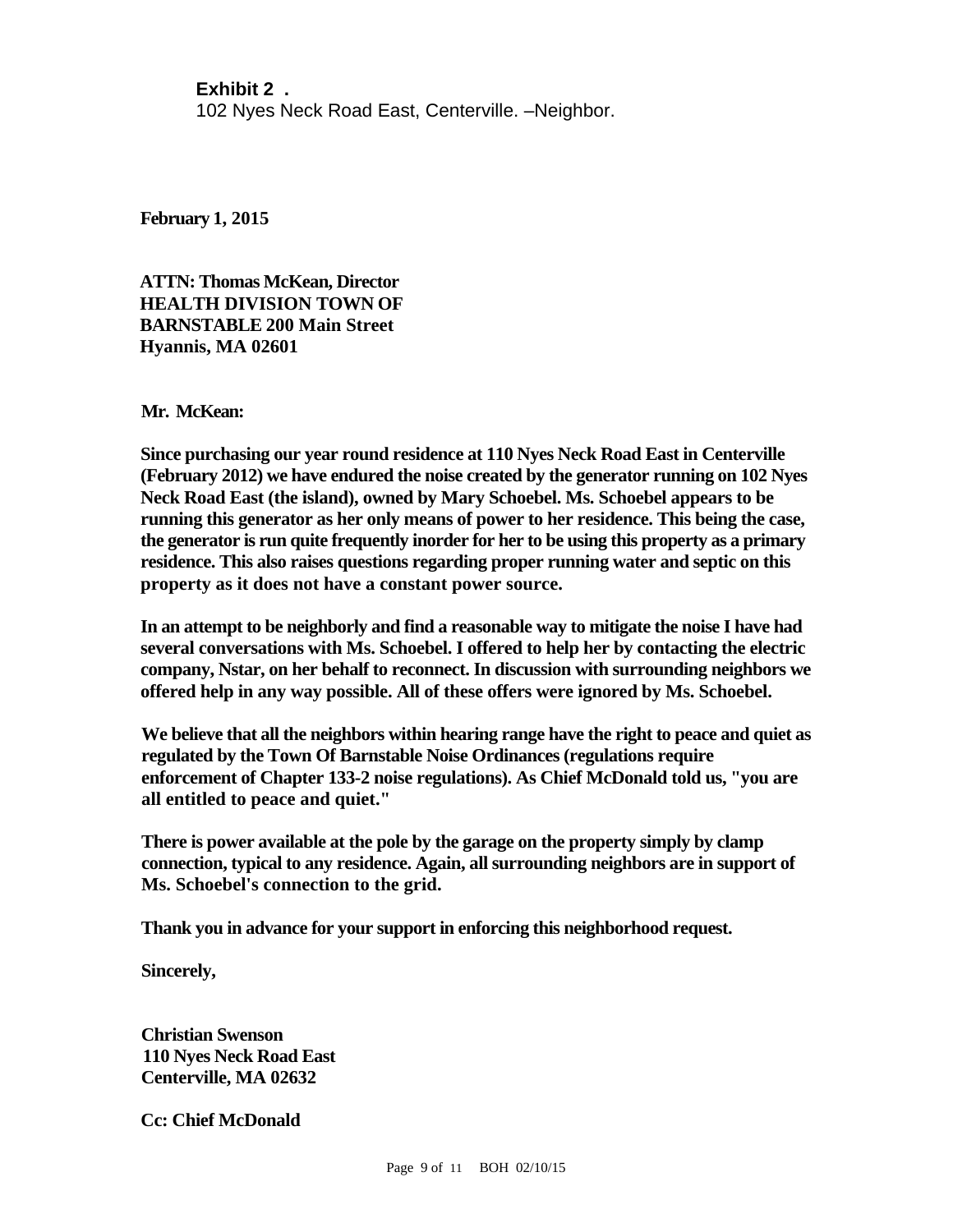**Exhibit 2 .**
102 Nyes Neck Road East, Centerville. –Neighbor.

**February 1, 2015**

**ATTN: Thomas McKean, Director**
**HEALTH DIVISION TOWN OF**
**BARNSTABLE 200 Main Street**
**Hyannis, MA 02601**

**Mr. McKean:**

**Since purchasing our year round residence at 110 Nyes Neck Road East in Centerville (February 2012) we have endured the noise created by the generator running on 102 Nyes Neck Road East (the island), owned by Mary Schoebel. Ms. Schoebel appears to be running this generator as her only means of power to her residence. This being the case, the generator is run quite frequently inorder for her to be using this property as a primary residence. This also raises questions regarding proper running water and septic on this property as it does not have a constant power source.**

**In an attempt to be neighborly and find a reasonable way to mitigate the noise I have had several conversations with Ms. Schoebel. I offered to help her by contacting the electric company, Nstar, on her behalf to reconnect. In discussion with surrounding neighbors we offered help in any way possible. All of these offers were ignored by Ms. Schoebel.**

**We believe that all the neighbors within hearing range have the right to peace and quiet as regulated by the Town Of Barnstable Noise Ordinances (regulations require enforcement of Chapter 133-2 noise regulations). As Chief McDonald told us, "you are all entitled to peace and quiet."**

**There is power available at the pole by the garage on the property simply by clamp connection, typical to any residence. Again, all surrounding neighbors are in support of Ms. Schoebel's connection to the grid.**

**Thank you in advance for your support in enforcing this neighborhood request.**

**Sincerely,**

**Christian Swenson**
**110 Nyes Neck Road East**
**Centerville, MA 02632**

**Cc: Chief McDonald**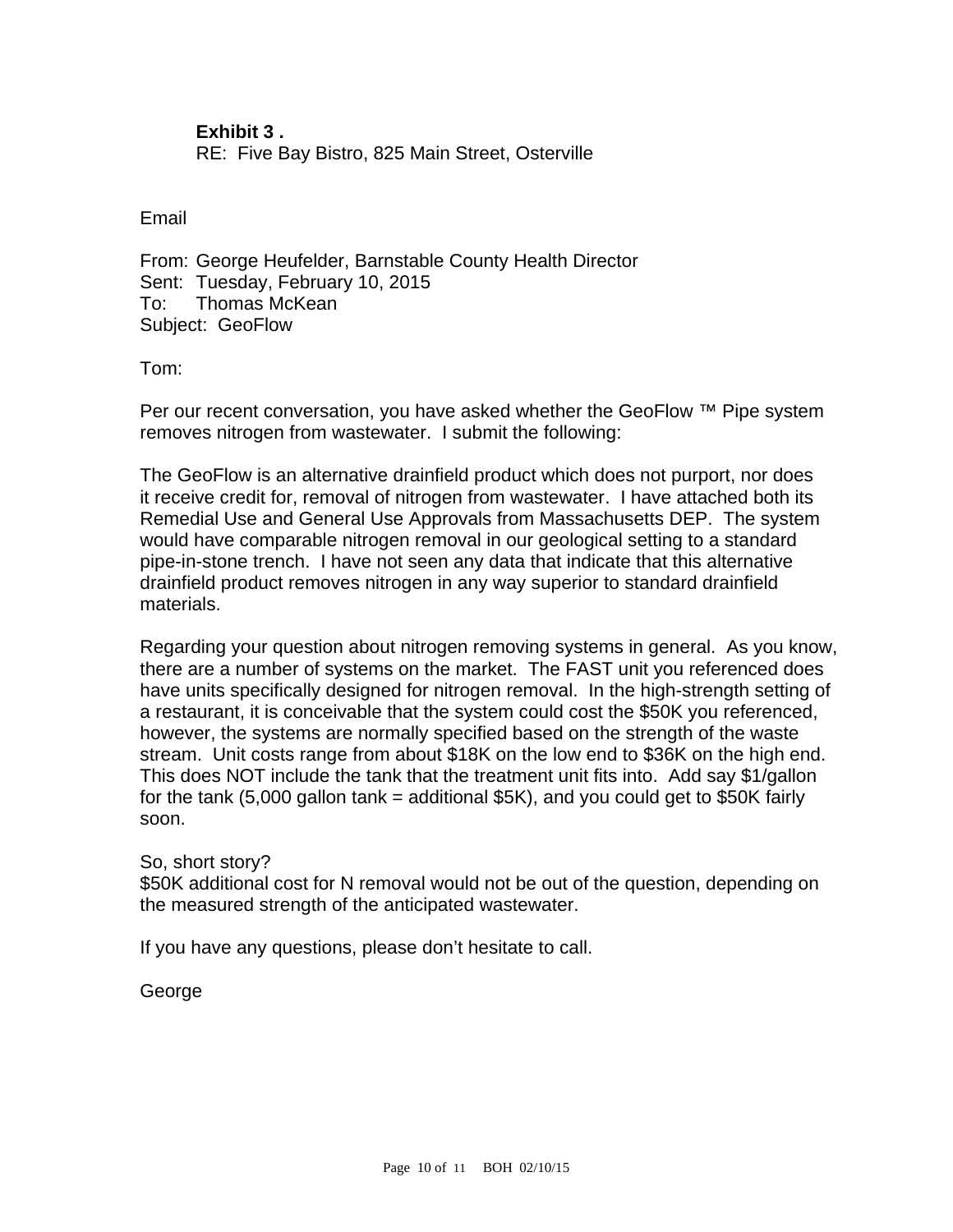**Exhibit 3 .**
RE: Five Bay Bistro, 825 Main Street, Osterville

Email

From: George Heufelder, Barnstable County Health Director
Sent: Tuesday, February 10, 2015
To: Thomas McKean
Subject: GeoFlow

Tom:

Per our recent conversation, you have asked whether the GeoFlow ™ Pipe system removes nitrogen from wastewater. I submit the following:

The GeoFlow is an alternative drainfield product which does not purport, nor does it receive credit for, removal of nitrogen from wastewater. I have attached both its Remedial Use and General Use Approvals from Massachusetts DEP. The system would have comparable nitrogen removal in our geological setting to a standard pipe-in-stone trench. I have not seen any data that indicate that this alternative drainfield product removes nitrogen in any way superior to standard drainfield materials.

Regarding your question about nitrogen removing systems in general. As you know, there are a number of systems on the market. The FAST unit you referenced does have units specifically designed for nitrogen removal. In the high-strength setting of a restaurant, it is conceivable that the system could cost the $50K you referenced, however, the systems are normally specified based on the strength of the waste stream. Unit costs range from about $18K on the low end to $36K on the high end. This does NOT include the tank that the treatment unit fits into. Add say $1/gallon for the tank (5,000 gallon tank = additional $5K), and you could get to $50K fairly soon.

So, short story?
$50K additional cost for N removal would not be out of the question, depending on the measured strength of the anticipated wastewater.

If you have any questions, please don't hesitate to call.

George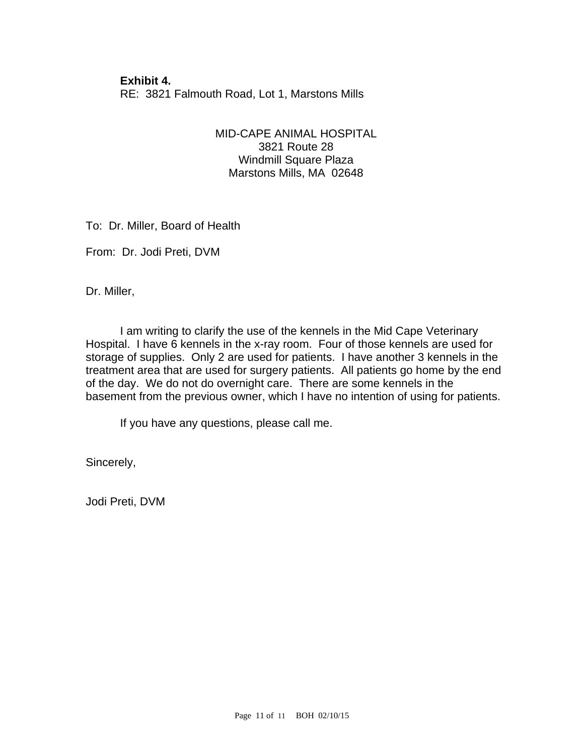**Exhibit 4.**
RE: 3821 Falmouth Road, Lot 1, Marstons Mills

MID-CAPE ANIMAL HOSPITAL
3821 Route 28
Windmill Square Plaza
Marstons Mills, MA 02648

To: Dr. Miller, Board of Health

From: Dr. Jodi Preti, DVM

Dr. Miller,

I am writing to clarify the use of the kennels in the Mid Cape Veterinary Hospital. I have 6 kennels in the x-ray room. Four of those kennels are used for storage of supplies. Only 2 are used for patients. I have another 3 kennels in the treatment area that are used for surgery patients. All patients go home by the end of the day. We do not do overnight care. There are some kennels in the basement from the previous owner, which I have no intention of using for patients.

If you have any questions, please call me.

Sincerely,

Jodi Preti, DVM